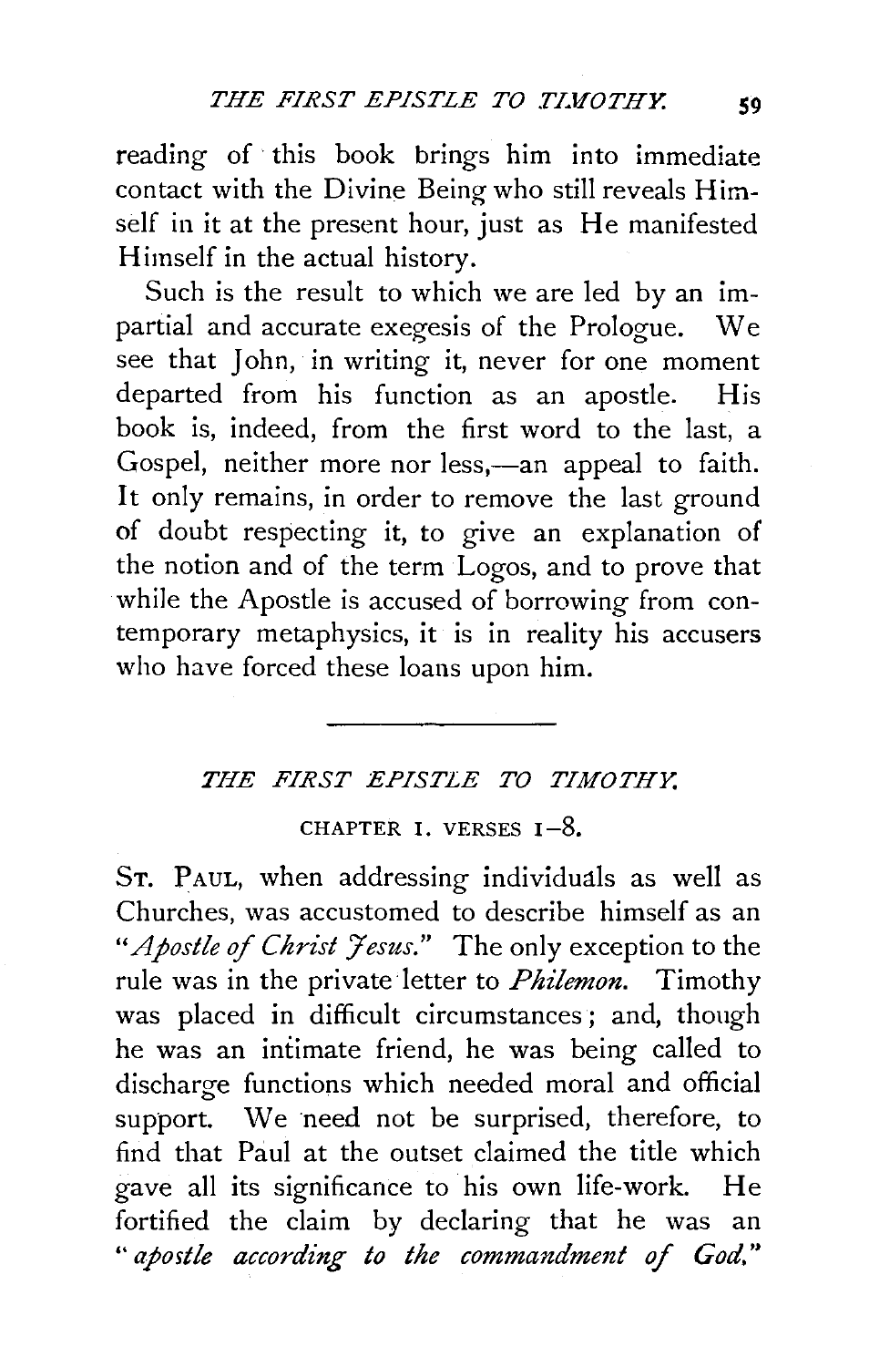reading of this book brings him into immediate contact with the Divine Being who still reveals Himself in it at the present hour, just as He manifested Himself in the actual history.

Such is the result to which we are led by an impartial and accurate exegesis of the Prologue. We see that John, in writing it, never for one moment departed from his function as an apostle. His book is, indeed, from the first word to the last, a Gospel, neither more nor less,—an appeal to faith. It only remains, in order to remove the last ground of doubt respecting it, to give an explanation of the notion and of the term Logos, and to prove that while the Apostle is accused of borrowing from contemporary metaphysics, it is in reality his accusers who have forced these loans upon him.

---

## *THE FIRST EPISTLE TO TIMOTHY.*

### CHAPTER I. VERSES 1–8.

ST. PAUL, when addressing individuals as well as Churches, was accustomed to describe himself as an "*Apostle of Christ Jesus.*" The only exception to the rule was in the private letter to *Philemon.* Timothy was placed in difficult circumstances; and, though he was an intimate friend, he was being called to discharge functions which needed moral and official support. We need not be surprised, therefore, to find that Paul at the outset claimed the title which gave all its significance to his own life-work. He fortified the claim by declaring that he was an "*apostle according to the commandment of God.*"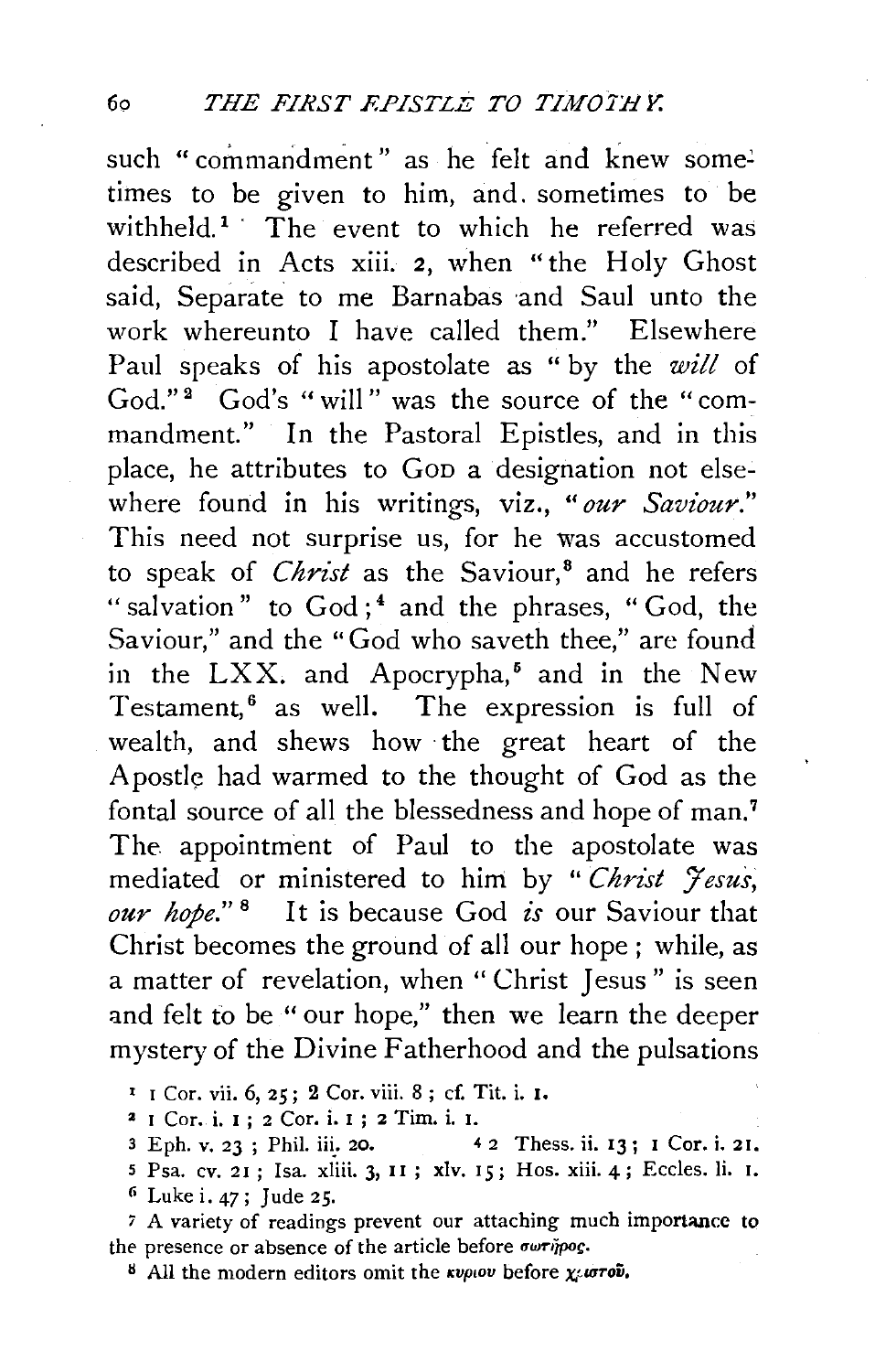such "commandment" as he felt and knew sometimes to be given to him, and sometimes to be withheld.[1] The event to which he referred was described in Acts xiii. 2, when "the Holy Ghost said, Separate to me Barnabas and Saul unto the work whereunto I have called them." Elsewhere Paul speaks of his apostolate as "by the *will* of God."[2] God's "will" was the source of the "commandment." In the Pastoral Epistles, and in this place, he attributes to GOD a designation not elsewhere found in his writings, viz., "*our Saviour*." This need not surprise us, for he was accustomed to speak of *Christ* as the Saviour,[3] and he refers "salvation" to God;[4] and the phrases, "God, the Saviour," and the "God who saveth thee," are found in the LXX. and Apocrypha,[5] and in the New Testament,[6] as well. The expression is full of wealth, and shews how the great heart of the Apostle had warmed to the thought of God as the fontal source of all the blessedness and hope of man.[7] The appointment of Paul to the apostolate was mediated or ministered to him by "*Christ Jesus, our hope*."[8] It is because God *is* our Saviour that Christ becomes the ground of all our hope; while, as a matter of revelation, when "Christ Jesus" is seen and felt to be "our hope," then we learn the deeper mystery of the Divine Fatherhood and the pulsations

[1] 1 Cor. vii. 6, 25; 2 Cor. viii. 8; cf. Tit. i. 1.

[2] 1 Cor. i. 1; 2 Cor. i. 1; 2 Tim. i. 1.

[3] Eph. v. 23; Phil. iii. 20.

[4] 2 Thess. ii. 13; 1 Cor. i. 21.

[5] Psa. cv. 21; Isa. xliii. 3, 11; xlv. 15; Hos. xiii. 4; Eccles. li. 1.

[6] Luke i. 47; Jude 25.

[7] A variety of readings prevent our attaching much importance to the presence or absence of the article before σωτῆρος.

[8] All the modern editors omit the κυρίου before χριστοῦ.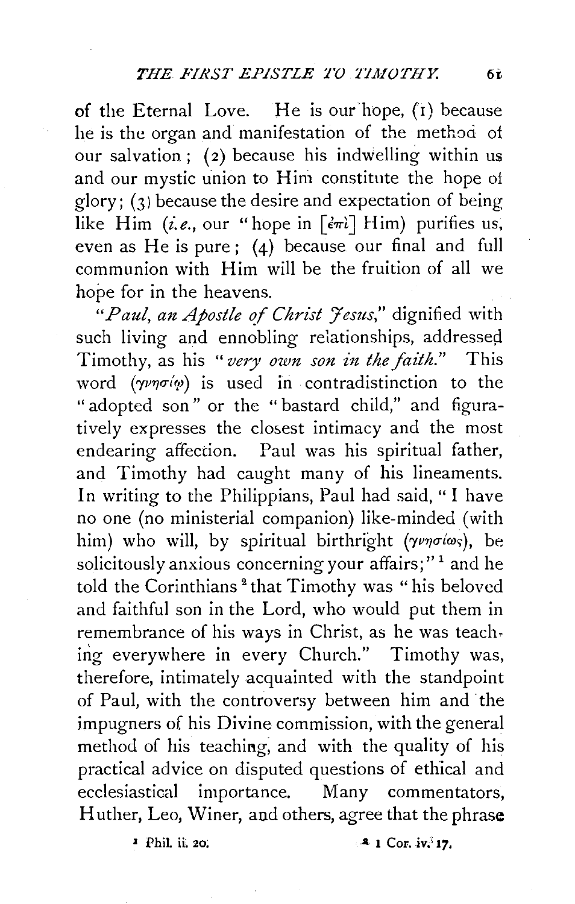of the Eternal Love. He is our hope, (1) because he is the organ and manifestation of the method of our salvation; (2) because his indwelling within us and our mystic union to Him constitute the hope of glory; (3) because the desire and expectation of being like Him (*i.e.*, our "hope in [ἐπὶ] Him) purifies us, even as He is pure; (4) because our final and full communion with Him will be the fruition of all we hope for in the heavens.

"*Paul, an Apostle of Christ Jesus*," dignified with such living and ennobling relationships, addressed Timothy, as his "*very own son in the faith*." This word (γνησίῳ) is used in contradistinction to the "adopted son" or the "bastard child," and figuratively expresses the closest intimacy and the most endearing affection. Paul was his spiritual father, and Timothy had caught many of his lineaments. In writing to the Philippians, Paul had said, "I have no one (no ministerial companion) like-minded (with him) who will, by spiritual birthright (γνησίως), be solicitously anxious concerning your affairs;"[1] and he told the Corinthians[2] that Timothy was "his beloved and faithful son in the Lord, who would put them in remembrance of his ways in Christ, as he was teaching everywhere in every Church." Timothy was, therefore, intimately acquainted with the standpoint of Paul, with the controversy between him and the impugners of his Divine commission, with the general method of his teaching, and with the quality of his practical advice on disputed questions of ethical and ecclesiastical importance. Many commentators, Huther, Leo, Winer, and others, agree that the phrase

[1] Phil. ii. 20.

[2] 1 Cor. iv. 17.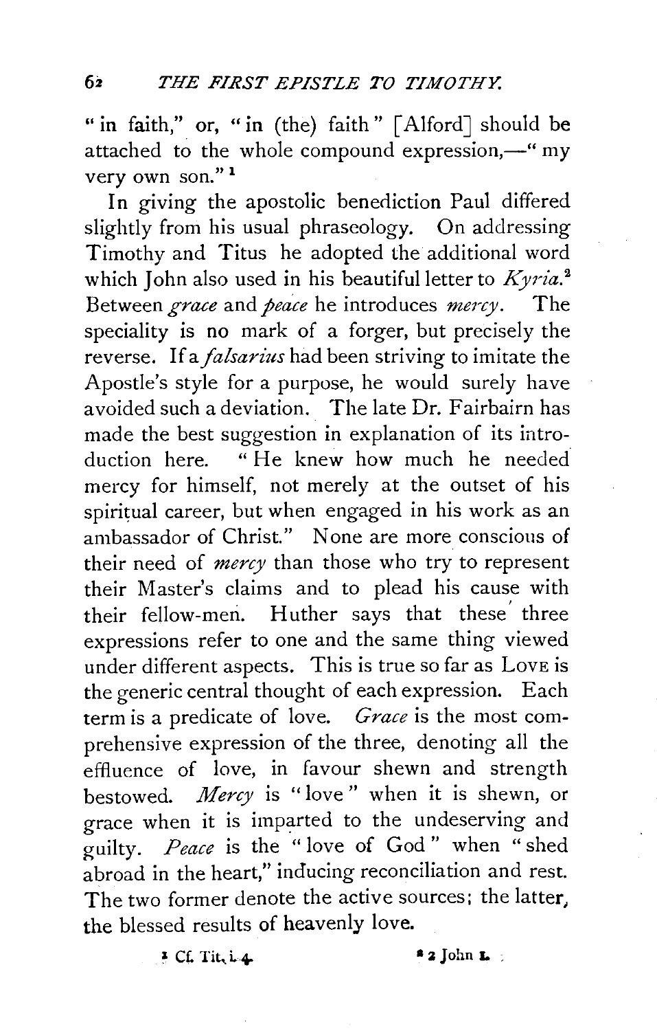"in faith," or, "in (the) faith" [Alford] should be attached to the whole compound expression,—"my very own son."[1]

In giving the apostolic benediction Paul differed slightly from his usual phraseology. On addressing Timothy and Titus he adopted the additional word which John also used in his beautiful letter to *Kyria*.[2] Between *grace* and *peace* he introduces *mercy*. The speciality is no mark of a forger, but precisely the reverse. If a *falsarius* had been striving to imitate the Apostle's style for a purpose, he would surely have avoided such a deviation. The late Dr. Fairbairn has made the best suggestion in explanation of its introduction here. "He knew how much he needed mercy for himself, not merely at the outset of his spiritual career, but when engaged in his work as an ambassador of Christ." None are more conscious of their need of *mercy* than those who try to represent their Master's claims and to plead his cause with their fellow-men. Huther says that these three expressions refer to one and the same thing viewed under different aspects. This is true so far as LOVE is the generic central thought of each expression. Each term is a predicate of love. *Grace* is the most comprehensive expression of the three, denoting all the effluence of love, in favour shewn and strength bestowed. *Mercy* is "love" when it is shewn, or grace when it is imparted to the undeserving and guilty. *Peace* is the "love of God" when "shed abroad in the heart," inducing reconciliation and rest. The two former denote the active sources; the latter, the blessed results of heavenly love.

[1] Cf. Tit. i. 4.

[2] 2 John 1.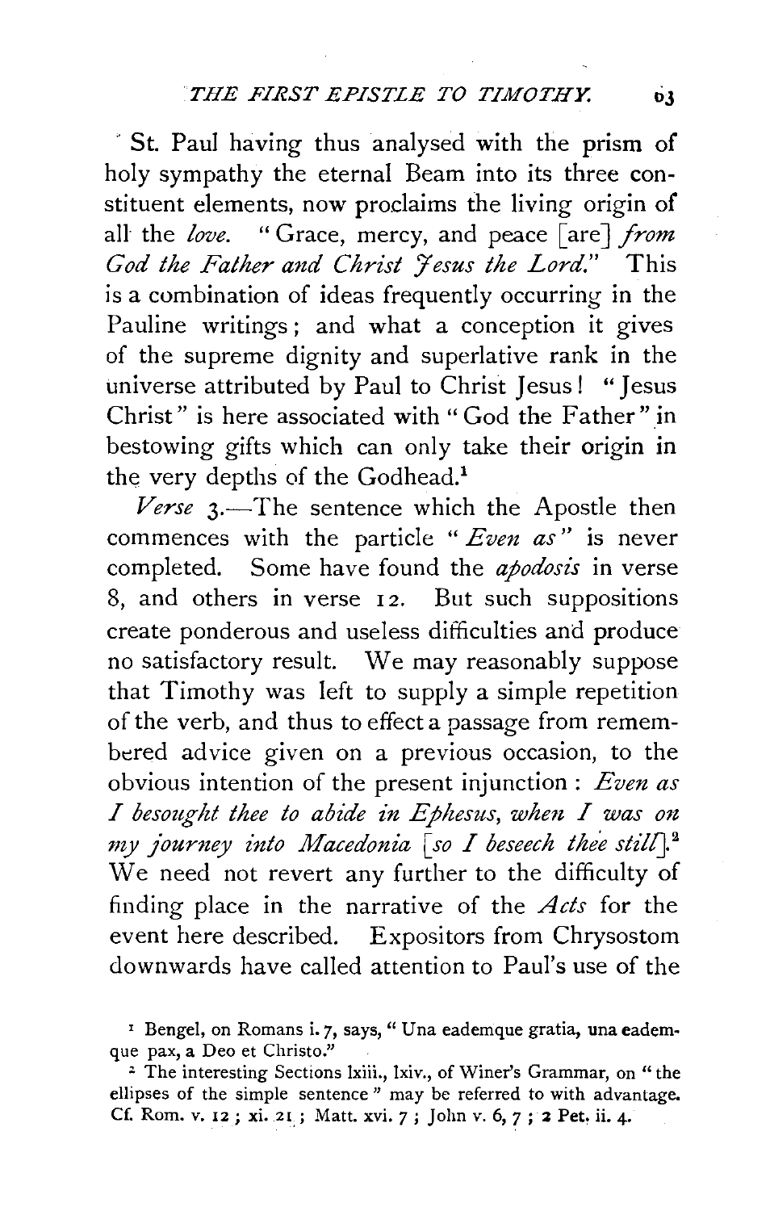St. Paul having thus analysed with the prism of holy sympathy the eternal Beam into its three constituent elements, now proclaims the living origin of all the *love*. "Grace, mercy, and peace [are] *from God the Father and Christ Jesus the Lord*." This is a combination of ideas frequently occurring in the Pauline writings; and what a conception it gives of the supreme dignity and superlative rank in the universe attributed by Paul to Christ Jesus! "Jesus Christ" is here associated with "God the Father" in bestowing gifts which can only take their origin in the very depths of the Godhead.[1]

*Verse* 3.—The sentence which the Apostle then commences with the particle "*Even as*" is never completed. Some have found the *apodosis* in verse 8, and others in verse 12. But such suppositions create ponderous and useless difficulties and produce no satisfactory result. We may reasonably suppose that Timothy was left to supply a simple repetition of the verb, and thus to effect a passage from remembered advice given on a previous occasion, to the obvious intention of the present injunction: *Even as I besought thee to abide in Ephesus, when I was on my journey into Macedonia [so I beseech thee still]*.[2] We need not revert any further to the difficulty of finding place in the narrative of the *Acts* for the event here described. Expositors from Chrysostom downwards have called attention to Paul's use of the

[1] Bengel, on Romans i. 7, says, "Una eademque gratia, una eademque pax, a Deo et Christo."

[2] The interesting Sections lxiii., lxiv., of Winer's Grammar, on "the ellipses of the simple sentence" may be referred to with advantage. Cf. Rom. v. 12; xi. 21; Matt. xvi. 7; John v. 6, 7; 2 Pet. ii. 4.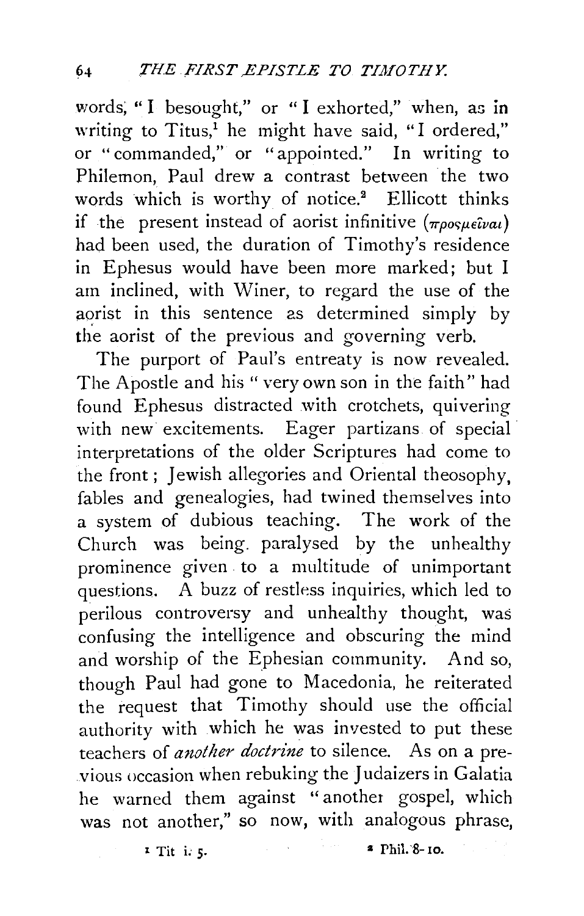words, "I besought," or "I exhorted," when, as in writing to Titus,[1] he might have said, "I ordered," or "commanded," or "appointed." In writing to Philemon, Paul drew a contrast between the two words which is worthy of notice.[2] Ellicott thinks if the present instead of aorist infinitive (προσμεῖναι) had been used, the duration of Timothy's residence in Ephesus would have been more marked; but I am inclined, with Winer, to regard the use of the aorist in this sentence as determined simply by the aorist of the previous and governing verb.

The purport of Paul's entreaty is now revealed. The Apostle and his "very own son in the faith" had found Ephesus distracted with crotchets, quivering with new excitements. Eager partizans of special interpretations of the older Scriptures had come to the front; Jewish allegories and Oriental theosophy, fables and genealogies, had twined themselves into a system of dubious teaching. The work of the Church was being paralysed by the unhealthy prominence given to a multitude of unimportant questions. A buzz of restless inquiries, which led to perilous controversy and unhealthy thought, was confusing the intelligence and obscuring the mind and worship of the Ephesian community. And so, though Paul had gone to Macedonia, he reiterated the request that Timothy should use the official authority with which he was invested to put these teachers of *another doctrine* to silence. As on a previous occasion when rebuking the Judaizers in Galatia he warned them against "another gospel, which was not another," so now, with analogous phrase,

[1] Tit i. 5.

[2] Phil. 8-10.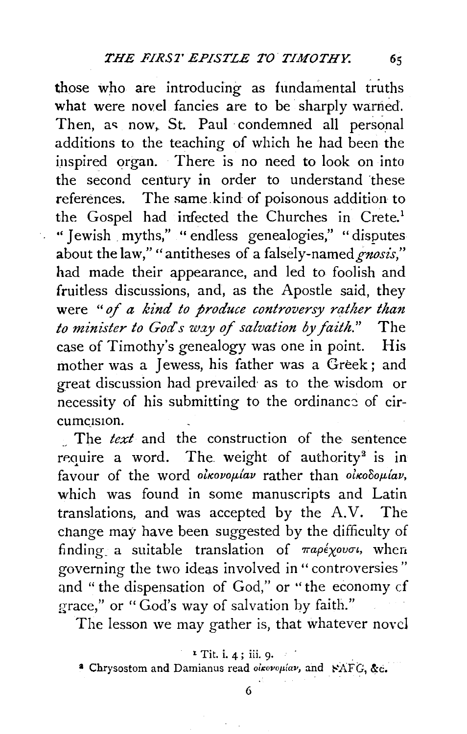those who are introducing as fundamental truths what were novel fancies are to be sharply warned. Then, as now, St. Paul condemned all personal additions to the teaching of which he had been the inspired organ. There is no need to look on into the second century in order to understand these references. The same kind of poisonous addition to the Gospel had infected the Churches in Crete.[1] "Jewish myths," "endless genealogies," "disputes about the law," "antitheses of a falsely-named *gnosis*," had made their appearance, and led to foolish and fruitless discussions, and, as the Apostle said, they were *"of a kind to produce controversy rather than to minister to God's way of salvation by faith."* The case of Timothy's genealogy was one in point. His mother was a Jewess, his father was a Greek; and great discussion had prevailed as to the wisdom or necessity of his submitting to the ordinance of circumcision.

The *text* and the construction of the sentence require a word. The weight of authority[2] is in favour of the word οἰκονομίαν rather than οἰκοδομίαν, which was found in some manuscripts and Latin translations, and was accepted by the A.V. The change may have been suggested by the difficulty of finding a suitable translation of παρέχουσι, when governing the two ideas involved in "controversies" and "the dispensation of God," or "the economy of grace," or "God's way of salvation by faith."

The lesson we may gather is, that whatever novel

[1] Tit. i. 4; iii. 9.

[2] Chrysostom and Damianus read οἰκονομίαν, and ℵAFG, &c.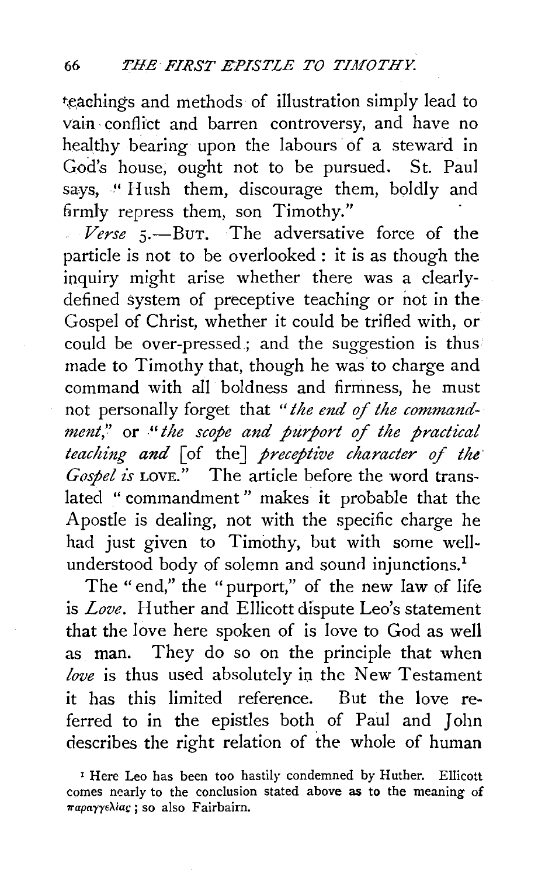teachings and methods of illustration simply lead to vain conflict and barren controversy, and have no healthy bearing upon the labours of a steward in God's house, ought not to be pursued. St. Paul says, "Hush them, discourage them, boldly and firmly repress them, son Timothy."

*Verse* 5.—BUT. The adversative force of the particle is not to be overlooked: it is as though the inquiry might arise whether there was a clearly-defined system of preceptive teaching or not in the Gospel of Christ, whether it could be trifled with, or could be over-pressed; and the suggestion is thus made to Timothy that, though he was to charge and command with all boldness and firmness, he must not personally forget that "*the end of the commandment*," or "*the scope and purport of the practical teaching and* [of the] *preceptive character of the Gospel is* LOVE." The article before the word translated "commandment" makes it probable that the Apostle is dealing, not with the specific charge he had just given to Timothy, but with some well-understood body of solemn and sound injunctions.[1]

The "end," the "purport," of the new law of life is *Love*. Huther and Ellicott dispute Leo's statement that the love here spoken of is love to God as well as man. They do so on the principle that when *love* is thus used absolutely in the New Testament it has this limited reference. But the love referred to in the epistles both of Paul and John describes the right relation of the whole of human

[1] Here Leo has been too hastily condemned by Huther. Ellicott comes nearly to the conclusion stated above as to the meaning of παραγγελίας; so also Fairbairn.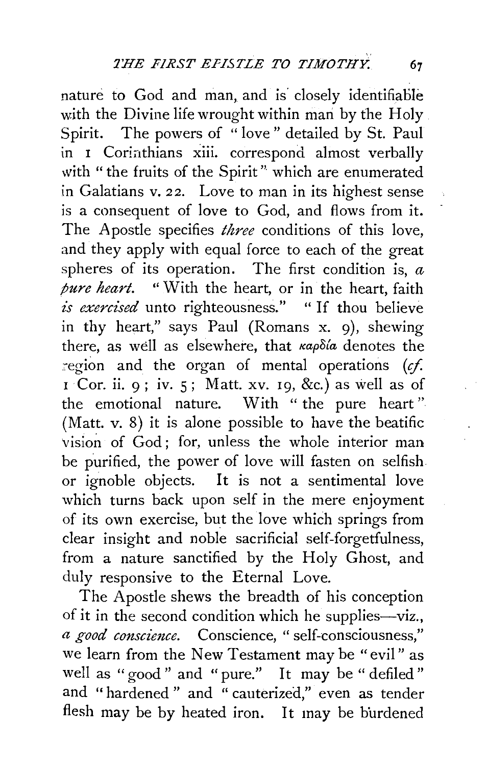nature to God and man, and is closely identifiable with the Divine life wrought within man by the Holy Spirit. The powers of "love" detailed by St. Paul in 1 Corinthians xiii. correspond almost verbally with "the fruits of the Spirit" which are enumerated in Galatians v. 22. Love to man in its highest sense is a consequent of love to God, and flows from it. The Apostle specifies *three* conditions of this love, and they apply with equal force to each of the great spheres of its operation. The first condition is, *a pure heart.* "With the heart, or in the heart, faith *is exercised* unto righteousness." "If thou believe in thy heart," says Paul (Romans x. 9), shewing there, as well as elsewhere, that καρδία denotes the region and the organ of mental operations (*cf.* 1 Cor. ii. 9; iv. 5; Matt. xv. 19, &c.) as well as of the emotional nature. With "the pure heart" (Matt. v. 8) it is alone possible to have the beatific vision of God; for, unless the whole interior man be purified, the power of love will fasten on selfish or ignoble objects. It is not a sentimental love which turns back upon self in the mere enjoyment of its own exercise, but the love which springs from clear insight and noble sacrificial self-forgetfulness, from a nature sanctified by the Holy Ghost, and duly responsive to the Eternal Love.

The Apostle shews the breadth of his conception of it in the second condition which he supplies—viz., *a good conscience.* Conscience, "self-consciousness," we learn from the New Testament may be "evil" as well as "good" and "pure." It may be "defiled" and "hardened" and "cauterized," even as tender flesh may be by heated iron. It may be burdened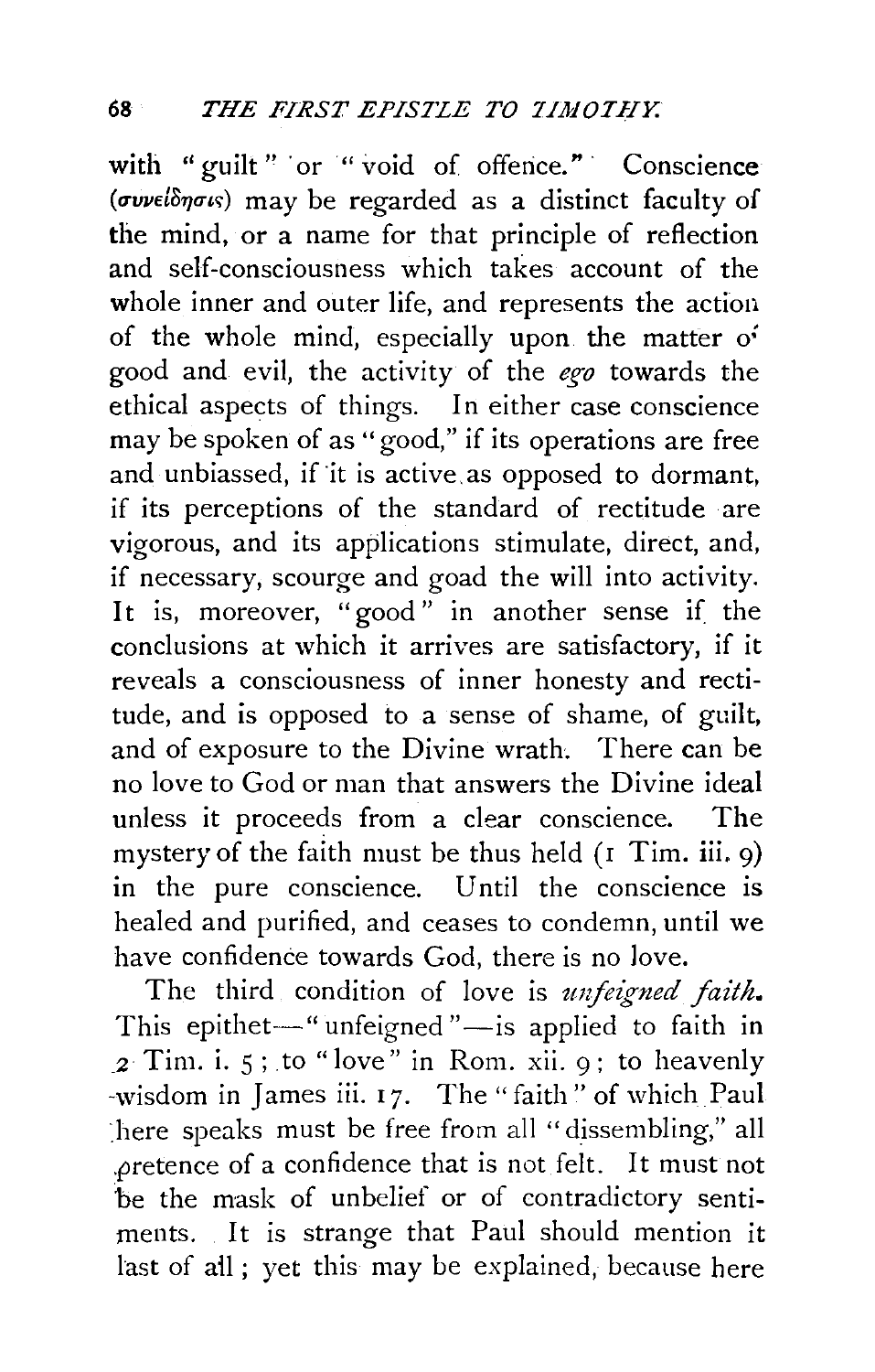with "guilt" or "void of offence." Conscience (συνείδησις) may be regarded as a distinct faculty of the mind, or a name for that principle of reflection and self-consciousness which takes account of the whole inner and outer life, and represents the action of the whole mind, especially upon the matter of good and evil, the activity of the *ego* towards the ethical aspects of things. In either case conscience may be spoken of as "good," if its operations are free and unbiassed, if it is active as opposed to dormant, if its perceptions of the standard of rectitude are vigorous, and its applications stimulate, direct, and, if necessary, scourge and goad the will into activity. It is, moreover, "good" in another sense if the conclusions at which it arrives are satisfactory, if it reveals a consciousness of inner honesty and rectitude, and is opposed to a sense of shame, of guilt, and of exposure to the Divine wrath. There can be no love to God or man that answers the Divine ideal unless it proceeds from a clear conscience. The mystery of the faith must be thus held (1 Tim. iii. 9) in the pure conscience. Until the conscience is healed and purified, and ceases to condemn, until we have confidence towards God, there is no love.

The third condition of love is *unfeigned faith.* This epithet—"unfeigned"—is applied to faith in 2 Tim. i. 5; to "love" in Rom. xii. 9; to heavenly wisdom in James iii. 17. The "faith" of which Paul here speaks must be free from all "dissembling," all pretence of a confidence that is not felt. It must not be the mask of unbelief or of contradictory sentiments. It is strange that Paul should mention it last of all; yet this may be explained, because here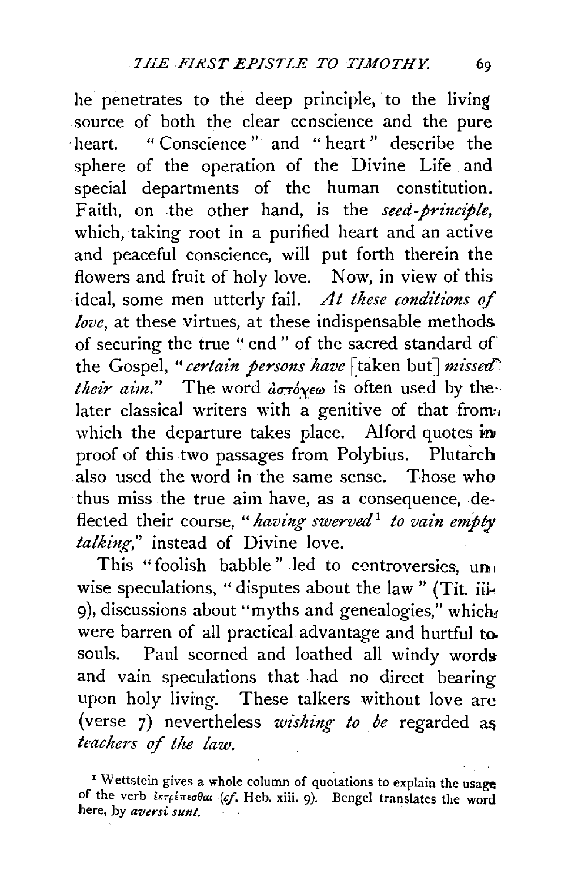he penetrates to the deep principle, to the living source of both the clear conscience and the pure heart. "Conscience" and "heart" describe the sphere of the operation of the Divine Life and special departments of the human constitution. Faith, on the other hand, is the *seed-principle,* which, taking root in a purified heart and an active and peaceful conscience, will put forth therein the flowers and fruit of holy love. Now, in view of this ideal, some men utterly fail. *At these conditions of love,* at these virtues, at these indispensable methods of securing the true "end" of the sacred standard of the Gospel, "*certain persons have* [taken but] *missed their aim.*" The word ἀστοχέω is often used by the later classical writers with a genitive of that from which the departure takes place. Alford quotes in proof of this two passages from Polybius. Plutarch also used the word in the same sense. Those who thus miss the true aim have, as a consequence, deflected their course, "*having swerved*[1] *to vain empty talking,*" instead of Divine love.

This "foolish babble" led to controversies, unwise speculations, "disputes about the law" (Tit. iii. 9), discussions about "myths and genealogies," which were barren of all practical advantage and hurtful to souls. Paul scorned and loathed all windy words and vain speculations that had no direct bearing upon holy living. These talkers without love are (verse 7) nevertheless *wishing to be* regarded as *teachers of the law.*

[1] Wettstein gives a whole column of quotations to explain the usage of the verb ἐκτρέπεσθαι (*cf.* Heb. xiii. 9). Bengel translates the word here, by *aversi sunt.*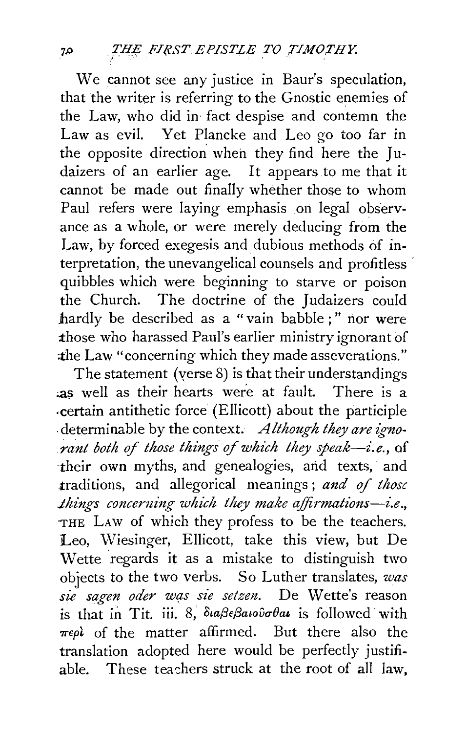We cannot see any justice in Baur's speculation, that the writer is referring to the Gnostic enemies of the Law, who did in fact despise and contemn the Law as evil. Yet Plancke and Leo go too far in the opposite direction when they find here the Judaizers of an earlier age. It appears to me that it cannot be made out finally whether those to whom Paul refers were laying emphasis on legal observance as a whole, or were merely deducing from the Law, by forced exegesis and dubious methods of interpretation, the unevangelical counsels and profitless quibbles which were beginning to starve or poison the Church. The doctrine of the Judaizers could hardly be described as a "vain babble;" nor were those who harassed Paul's earlier ministry ignorant of the Law "concerning which they made asseverations."

The statement (verse 8) is that their understandings as well as their hearts were at fault. There is a certain antithetic force (Ellicott) about the participle determinable by the context. *Although they are ignorant both of those things of which they speak—i.e.*, of their own myths, and genealogies, and texts, and traditions, and allegorical meanings; *and of those things concerning which they make affirmations—i.e.*, THE LAW of which they profess to be the teachers. Leo, Wiesinger, Ellicott, take this view, but De Wette regards it as a mistake to distinguish two objects to the two verbs. So Luther translates, *was sie sagen oder was sie setzen.* De Wette's reason is that in Tit. iii. 8, διαβεβαιοῦσθαι is followed with περὶ of the matter affirmed. But there also the translation adopted here would be perfectly justifiable. These teachers struck at the root of all law,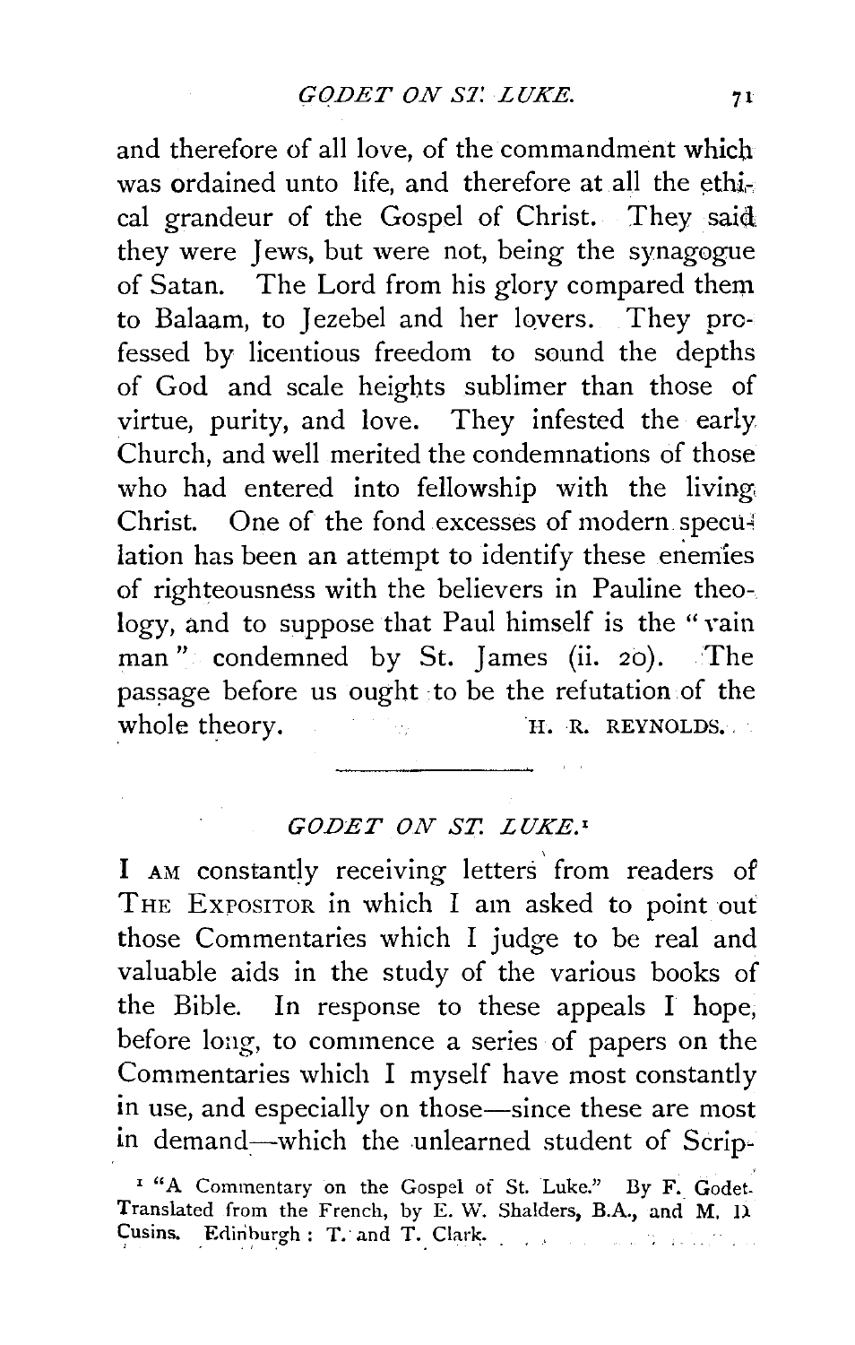and therefore of all love, of the commandment which was ordained unto life, and therefore at all the ethical grandeur of the Gospel of Christ. They said they were Jews, but were not, being the synagogue of Satan. The Lord from his glory compared them to Balaam, to Jezebel and her lovers. They professed by licentious freedom to sound the depths of God and scale heights sublimer than those of virtue, purity, and love. They infested the early Church, and well merited the condemnations of those who had entered into fellowship with the living Christ. One of the fond excesses of modern speculation has been an attempt to identify these enemies of righteousness with the believers in Pauline theology, and to suppose that Paul himself is the "vain man" condemned by St. James (ii. 20). The passage before us ought to be the refutation of the whole theory.

H. R. REYNOLDS.

---

## *GODET ON ST. LUKE.*[1]

I AM constantly receiving letters from readers of THE EXPOSITOR in which I am asked to point out those Commentaries which I judge to be real and valuable aids in the study of the various books of the Bible. In response to these appeals I hope, before long, to commence a series of papers on the Commentaries which I myself have most constantly in use, and especially on those—since these are most in demand—which the unlearned student of Scrip-

[1] "A Commentary on the Gospel of St. Luke." By F. Godet. Translated from the French, by E. W. Shalders, B.A., and M. D. Cusins. Edinburgh: T. and T. Clark.